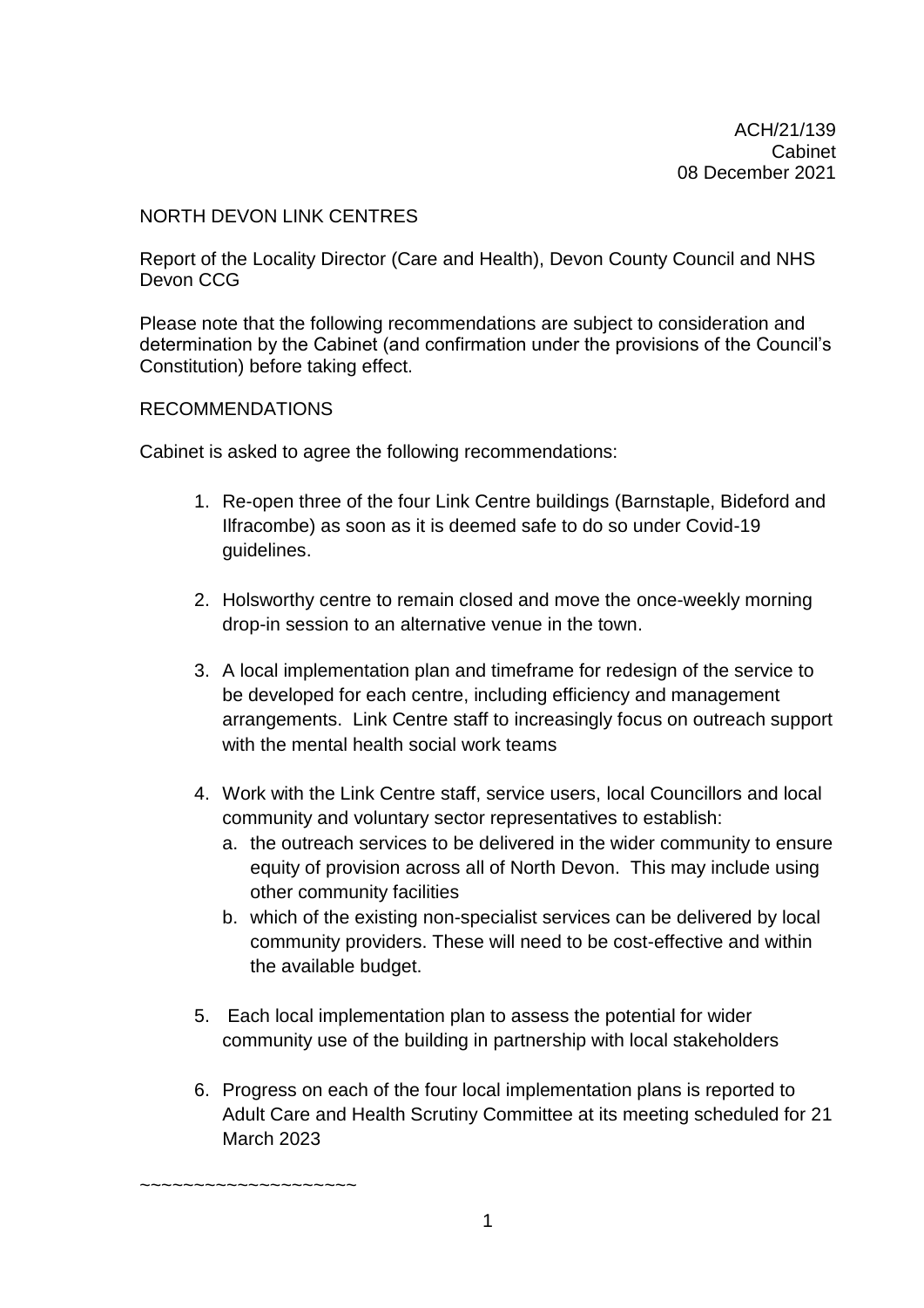ACH/21/139
Cabinet
08 December 2021

NORTH DEVON LINK CENTRES

Report of the Locality Director (Care and Health), Devon County Council and NHS Devon CCG

Please note that the following recommendations are subject to consideration and determination by the Cabinet (and confirmation under the provisions of the Council's Constitution) before taking effect.

RECOMMENDATIONS

Cabinet is asked to agree the following recommendations:

1. Re-open three of the four Link Centre buildings (Barnstaple, Bideford and Ilfracombe) as soon as it is deemed safe to do so under Covid-19 guidelines.

2. Holsworthy centre to remain closed and move the once-weekly morning drop-in session to an alternative venue in the town.

3. A local implementation plan and timeframe for redesign of the service to be developed for each centre, including efficiency and management arrangements. Link Centre staff to increasingly focus on outreach support with the mental health social work teams

4. Work with the Link Centre staff, service users, local Councillors and local community and voluntary sector representatives to establish:
   a. the outreach services to be delivered in the wider community to ensure equity of provision across all of North Devon. This may include using other community facilities
   b. which of the existing non-specialist services can be delivered by local community providers. These will need to be cost-effective and within the available budget.

5. Each local implementation plan to assess the potential for wider community use of the building in partnership with local stakeholders

6. Progress on each of the four local implementation plans is reported to Adult Care and Health Scrutiny Committee at its meeting scheduled for 21 March 2023

~~~~~~~~~~~~~~~~~~~~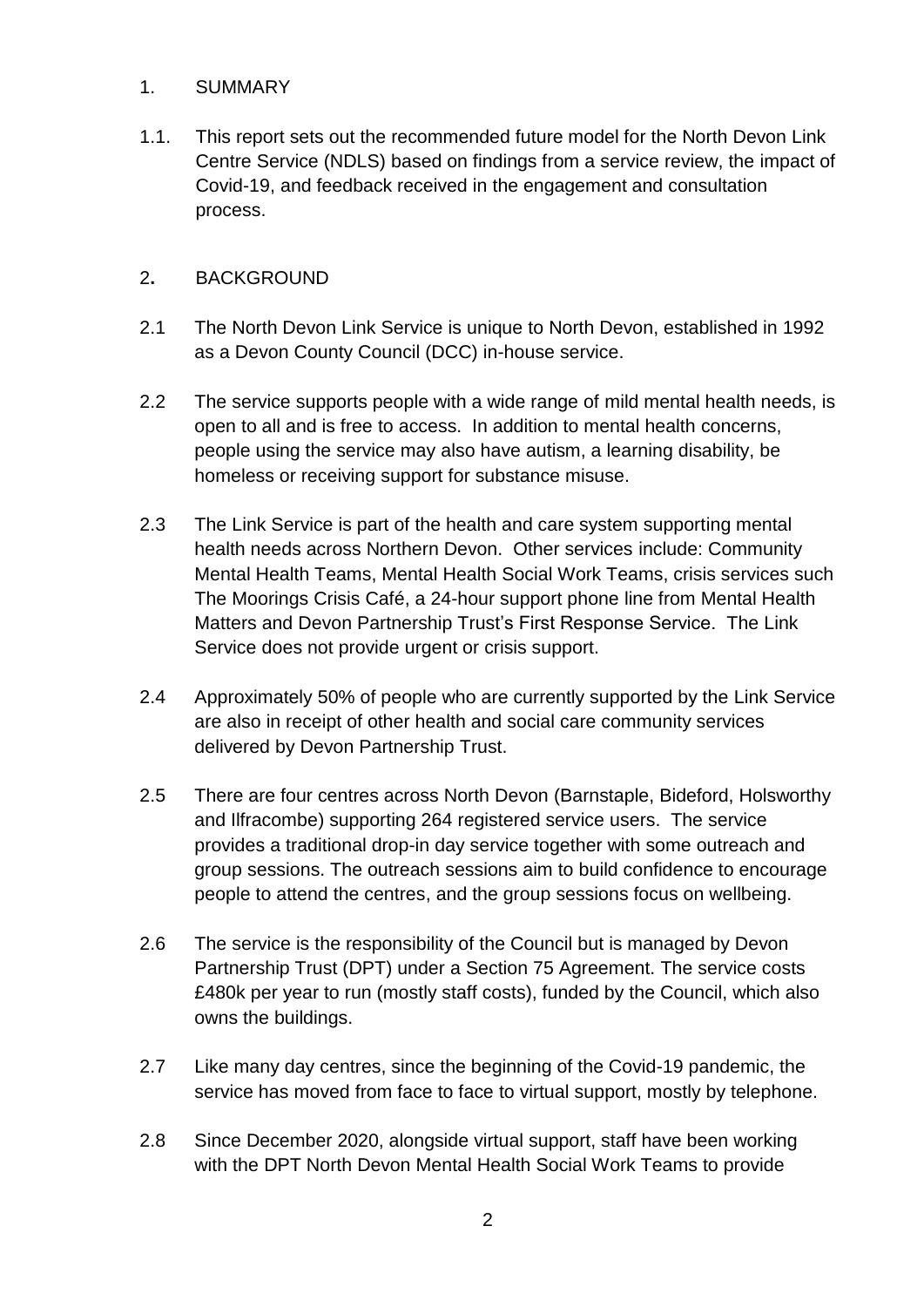## 1. SUMMARY

1.1. This report sets out the recommended future model for the North Devon Link Centre Service (NDLS) based on findings from a service review, the impact of Covid-19, and feedback received in the engagement and consultation process.

## 2. BACKGROUND

2.1 The North Devon Link Service is unique to North Devon, established in 1992 as a Devon County Council (DCC) in-house service.

2.2 The service supports people with a wide range of mild mental health needs, is open to all and is free to access. In addition to mental health concerns, people using the service may also have autism, a learning disability, be homeless or receiving support for substance misuse.

2.3 The Link Service is part of the health and care system supporting mental health needs across Northern Devon. Other services include: Community Mental Health Teams, Mental Health Social Work Teams, crisis services such The Moorings Crisis Café, a 24-hour support phone line from Mental Health Matters and Devon Partnership Trust's First Response Service. The Link Service does not provide urgent or crisis support.

2.4 Approximately 50% of people who are currently supported by the Link Service are also in receipt of other health and social care community services delivered by Devon Partnership Trust.

2.5 There are four centres across North Devon (Barnstaple, Bideford, Holsworthy and Ilfracombe) supporting 264 registered service users. The service provides a traditional drop-in day service together with some outreach and group sessions. The outreach sessions aim to build confidence to encourage people to attend the centres, and the group sessions focus on wellbeing.

2.6 The service is the responsibility of the Council but is managed by Devon Partnership Trust (DPT) under a Section 75 Agreement. The service costs £480k per year to run (mostly staff costs), funded by the Council, which also owns the buildings.

2.7 Like many day centres, since the beginning of the Covid-19 pandemic, the service has moved from face to face to virtual support, mostly by telephone.

2.8 Since December 2020, alongside virtual support, staff have been working with the DPT North Devon Mental Health Social Work Teams to provide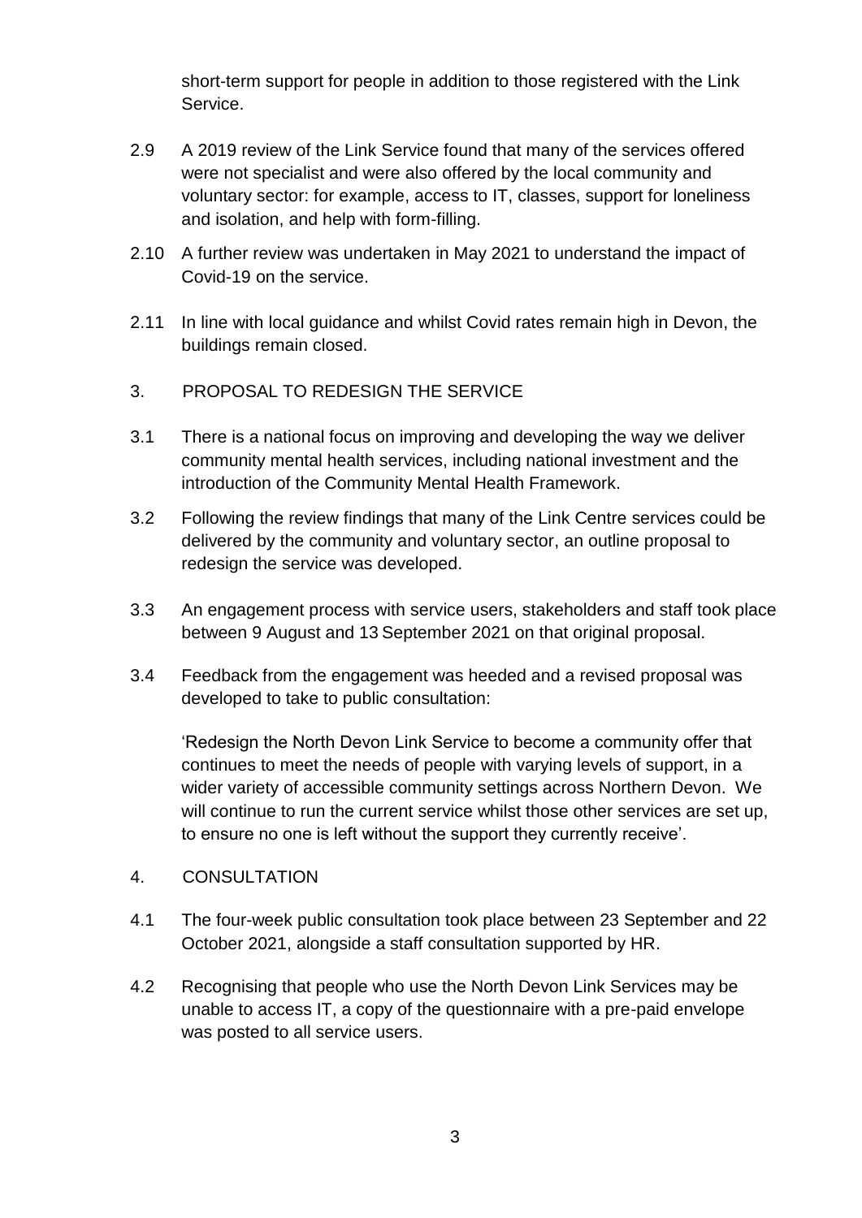short-term support for people in addition to those registered with the Link Service.

2.9 A 2019 review of the Link Service found that many of the services offered were not specialist and were also offered by the local community and voluntary sector: for example, access to IT, classes, support for loneliness and isolation, and help with form-filling.

2.10 A further review was undertaken in May 2021 to understand the impact of Covid-19 on the service.

2.11 In line with local guidance and whilst Covid rates remain high in Devon, the buildings remain closed.

## 3. PROPOSAL TO REDESIGN THE SERVICE

3.1 There is a national focus on improving and developing the way we deliver community mental health services, including national investment and the introduction of the Community Mental Health Framework.

3.2 Following the review findings that many of the Link Centre services could be delivered by the community and voluntary sector, an outline proposal to redesign the service was developed.

3.3 An engagement process with service users, stakeholders and staff took place between 9 August and 13 September 2021 on that original proposal.

3.4 Feedback from the engagement was heeded and a revised proposal was developed to take to public consultation:

'Redesign the North Devon Link Service to become a community offer that continues to meet the needs of people with varying levels of support, in a wider variety of accessible community settings across Northern Devon. We will continue to run the current service whilst those other services are set up, to ensure no one is left without the support they currently receive'.

## 4. CONSULTATION

4.1 The four-week public consultation took place between 23 September and 22 October 2021, alongside a staff consultation supported by HR.

4.2 Recognising that people who use the North Devon Link Services may be unable to access IT, a copy of the questionnaire with a pre-paid envelope was posted to all service users.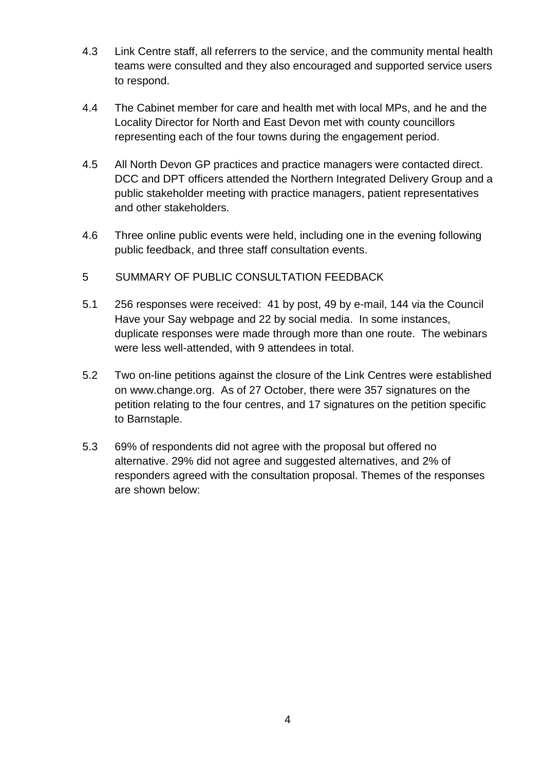4.3 Link Centre staff, all referrers to the service, and the community mental health teams were consulted and they also encouraged and supported service users to respond.

4.4 The Cabinet member for care and health met with local MPs, and he and the Locality Director for North and East Devon met with county councillors representing each of the four towns during the engagement period.

4.5 All North Devon GP practices and practice managers were contacted direct. DCC and DPT officers attended the Northern Integrated Delivery Group and a public stakeholder meeting with practice managers, patient representatives and other stakeholders.

4.6 Three online public events were held, including one in the evening following public feedback, and three staff consultation events.

## 5 SUMMARY OF PUBLIC CONSULTATION FEEDBACK

5.1 256 responses were received: 41 by post, 49 by e-mail, 144 via the Council Have your Say webpage and 22 by social media. In some instances, duplicate responses were made through more than one route. The webinars were less well-attended, with 9 attendees in total.

5.2 Two on-line petitions against the closure of the Link Centres were established on www.change.org. As of 27 October, there were 357 signatures on the petition relating to the four centres, and 17 signatures on the petition specific to Barnstaple.

5.3 69% of respondents did not agree with the proposal but offered no alternative. 29% did not agree and suggested alternatives, and 2% of responders agreed with the consultation proposal. Themes of the responses are shown below: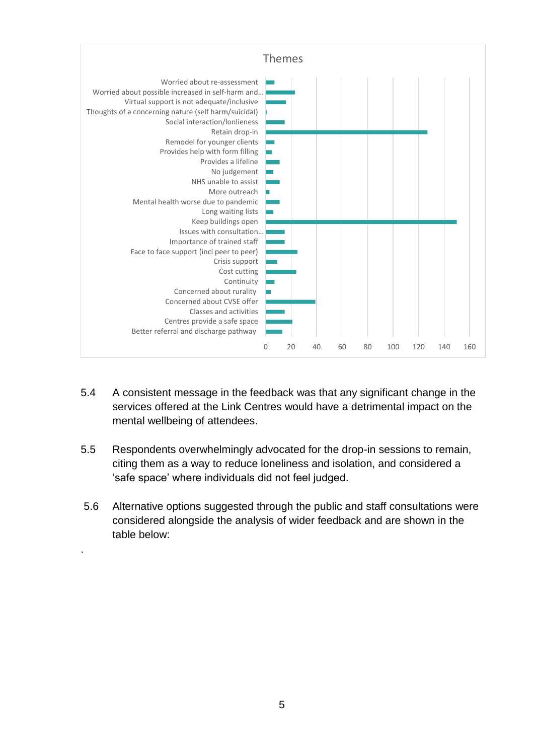**Themes**

- Worried about re-assessment
- Worried about possible increased in self-harm and...
- Virtual support is not adequate/inclusive
- Thoughts of a concerning nature (self harm/suicidal)
- Social interaction/lonlieness
- Retain drop-in
- Remodel for younger clients
- Provides help with form filling
- Provides a lifeline
- No judgement
- NHS unable to assist
- More outreach
- Mental health worse due to pandemic
- Long waiting lists
- Keep buildings open
- Issues with consultation...
- Importance of trained staff
- Face to face support (incl peer to peer)
- Crisis support
- Cost cutting
- Continuity
- Concerned about rurality
- Concerned about CVSE offer
- Classes and activities
- Centres provide a safe space
- Better referral and discharge pathway

Axis: 0, 20, 40, 60, 80, 100, 120, 140, 160

5.4 A consistent message in the feedback was that any significant change in the services offered at the Link Centres would have a detrimental impact on the mental wellbeing of attendees.

5.5 Respondents overwhelmingly advocated for the drop-in sessions to remain, citing them as a way to reduce loneliness and isolation, and considered a 'safe space' where individuals did not feel judged.

5.6 Alternative options suggested through the public and staff consultations were considered alongside the analysis of wider feedback and are shown in the table below:

.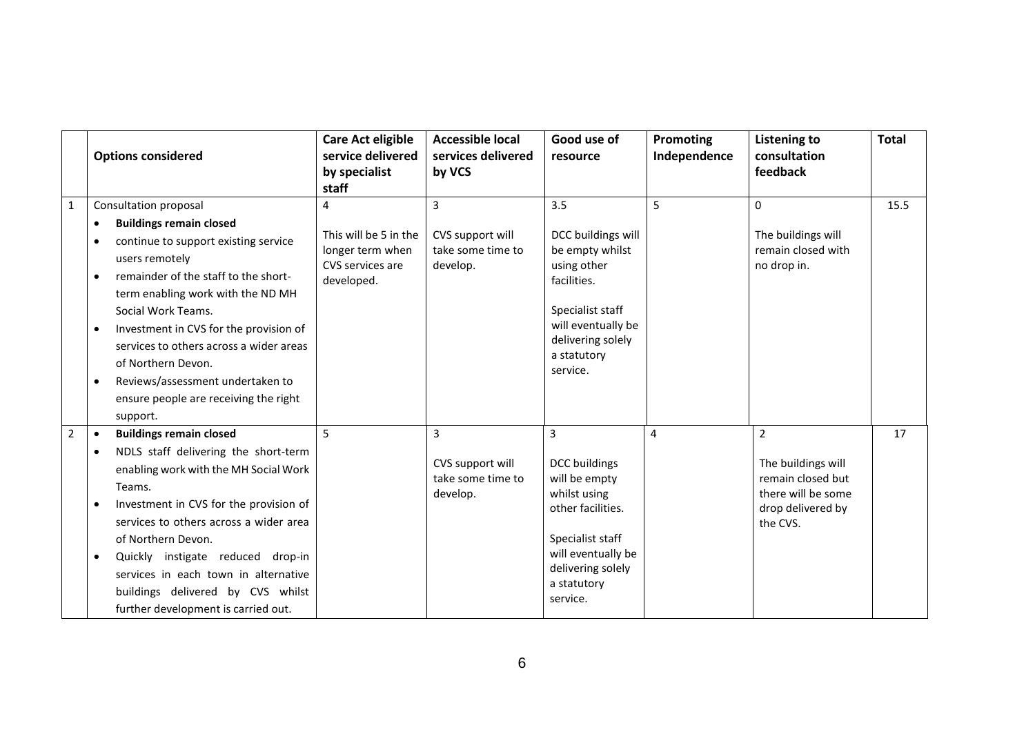| | Options considered | Care Act eligible service delivered by specialist staff | Accessible local services delivered by VCS | Good use of resource | Promoting Independence | Listening to consultation feedback | Total |
|---|---|---|---|---|---|---|---|
| 1 | Consultation proposal<br>• **Buildings remain closed**<br>• continue to support existing service users remotely<br>• remainder of the staff to the short-term enabling work with the ND MH Social Work Teams.<br>• Investment in CVS for the provision of services to others across a wider areas of Northern Devon.<br>• Reviews/assessment undertaken to ensure people are receiving the right support. | 4<br><br>This will be 5 in the longer term when CVS services are developed. | 3<br><br>CVS support will take some time to develop. | 3.5<br><br>DCC buildings will be empty whilst using other facilities.<br><br>Specialist staff will eventually be delivering solely a statutory service. | 5 | 0<br><br>The buildings will remain closed with no drop in. | 15.5 |
| 2 | • **Buildings remain closed**<br>• NDLS staff delivering the short-term enabling work with the MH Social Work Teams.<br>• Investment in CVS for the provision of services to others across a wider area of Northern Devon.<br>• Quickly instigate reduced drop-in services in each town in alternative buildings delivered by CVS whilst further development is carried out. | 5 | 3<br><br>CVS support will take some time to develop. | 3<br><br>DCC buildings will be empty whilst using other facilities.<br><br>Specialist staff will eventually be delivering solely a statutory service. | 4 | 2<br><br>The buildings will remain closed but there will be some drop delivered by the CVS. | 17 |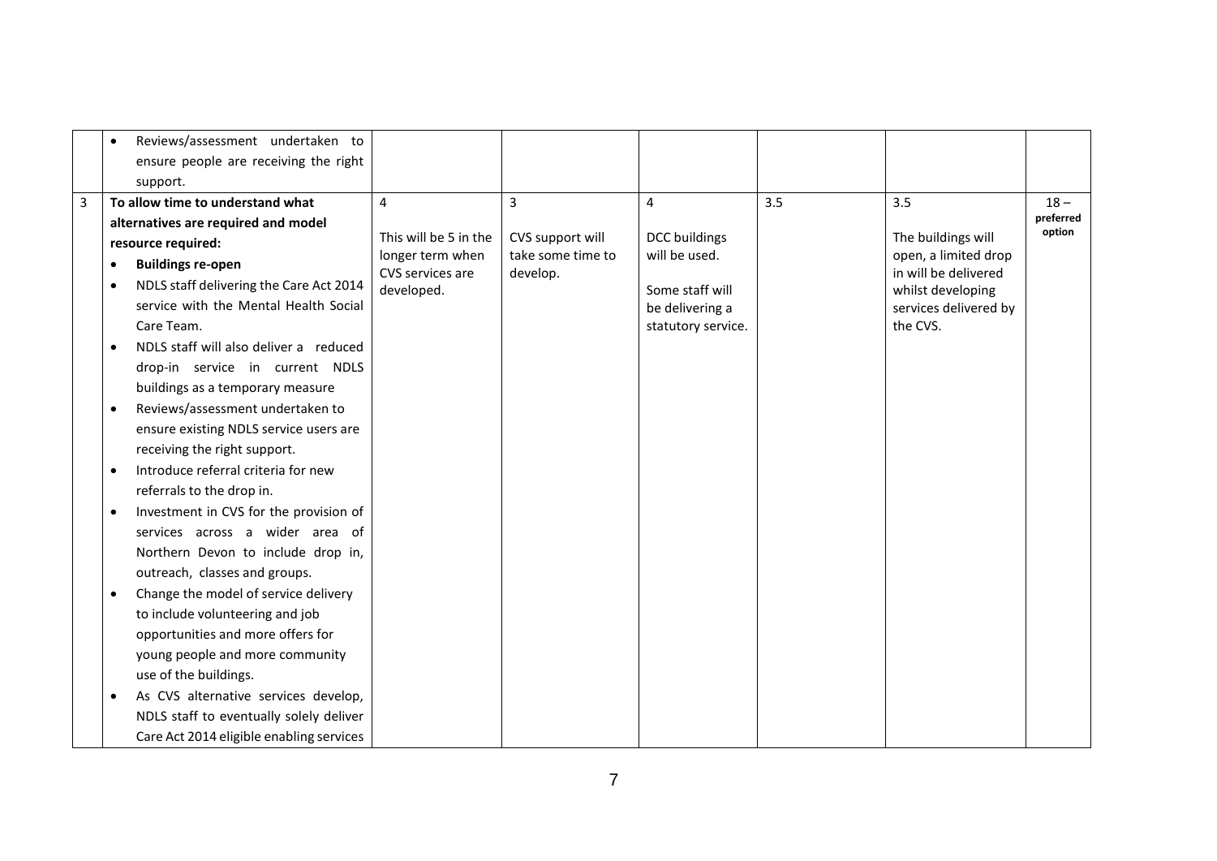| | | | | | | | |
|---|---|---|---|---|---|---|---|
| | • Reviews/assessment undertaken to ensure people are receiving the right support. | | | | | | |
| 3 | **To allow time to understand what alternatives are required and model resource required:**<br>• **Buildings re-open**<br>• NDLS staff delivering the Care Act 2014 service with the Mental Health Social Care Team.<br>• NDLS staff will also deliver a reduced drop-in service in current NDLS buildings as a temporary measure<br>• Reviews/assessment undertaken to ensure existing NDLS service users are receiving the right support.<br>• Introduce referral criteria for new referrals to the drop in.<br>• Investment in CVS for the provision of services across a wider area of Northern Devon to include drop in, outreach, classes and groups.<br>• Change the model of service delivery to include volunteering and job opportunities and more offers for young people and more community use of the buildings.<br>• As CVS alternative services develop, NDLS staff to eventually solely deliver Care Act 2014 eligible enabling services | 4<br><br>This will be 5 in the longer term when CVS services are developed. | 3<br><br>CVS support will take some time to develop. | 4<br><br>DCC buildings will be used.<br><br>Some staff will be delivering a statutory service. | 3.5 | 3.5<br><br>The buildings will open, a limited drop in will be delivered whilst developing services delivered by the CVS. | 18 – **preferred option** |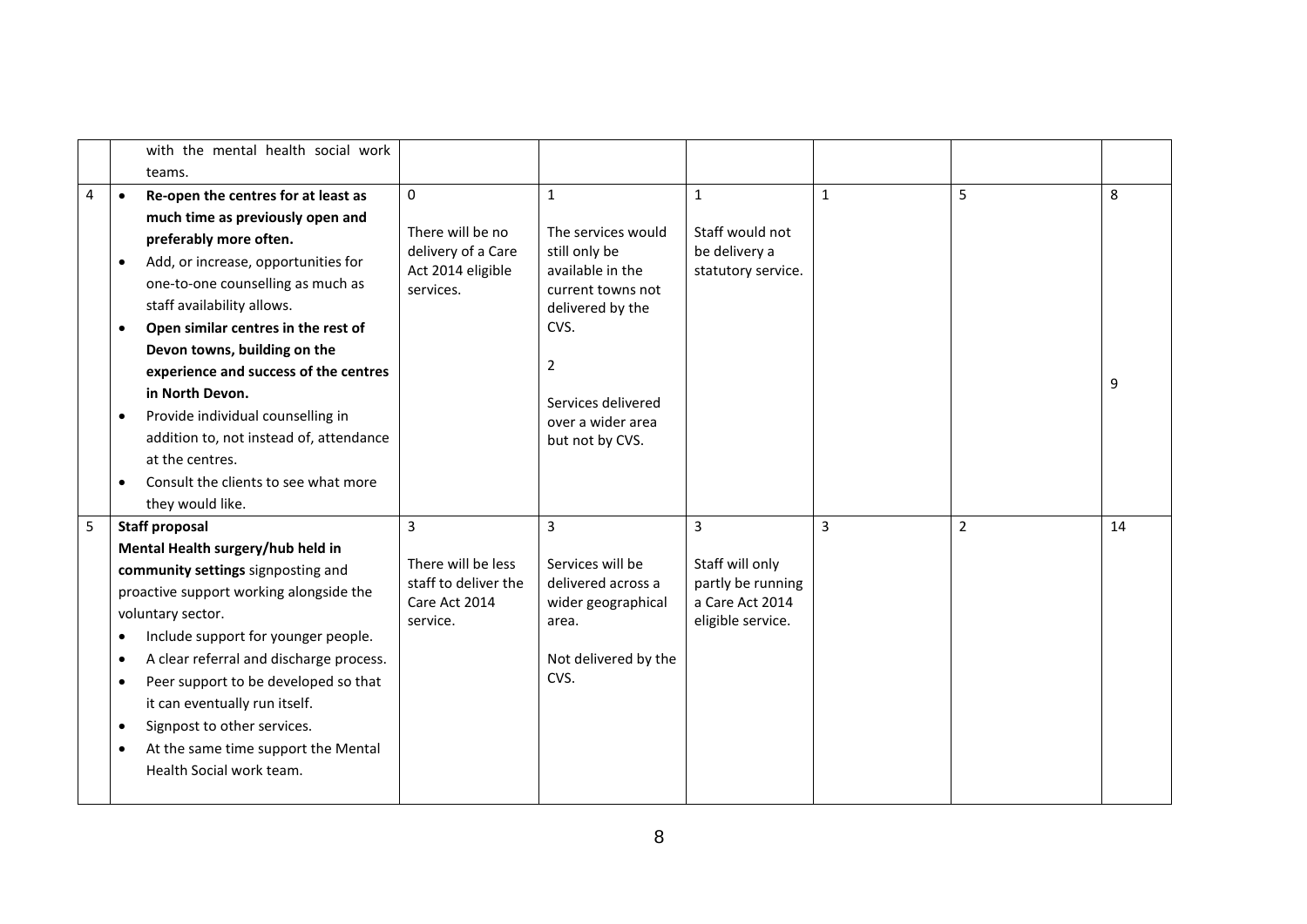| | | | | | | | |
|---|---|---|---|---|---|---|---|
| | with the mental health social work teams. | | | | | | |
| 4 | • **Re-open the centres for at least as much time as previously open and preferably more often.**<br>• Add, or increase, opportunities for one-to-one counselling as much as staff availability allows.<br>• **Open similar centres in the rest of Devon towns, building on the experience and success of the centres in North Devon.**<br>• Provide individual counselling in addition to, not instead of, attendance at the centres.<br>• Consult the clients to see what more they would like. | 0<br><br>There will be no delivery of a Care Act 2014 eligible services. | 1<br><br>The services would still only be available in the current towns not delivered by the CVS.<br><br>2<br><br>Services delivered over a wider area but not by CVS. | 1<br><br>Staff would not be delivery a statutory service. | 1 | 5 | 8<br><br>9 |
| 5 | **Staff proposal**<br>**Mental Health surgery/hub held in community settings** signposting and proactive support working alongside the voluntary sector.<br>• Include support for younger people.<br>• A clear referral and discharge process.<br>• Peer support to be developed so that it can eventually run itself.<br>• Signpost to other services.<br>• At the same time support the Mental Health Social work team. | 3<br><br>There will be less staff to deliver the Care Act 2014 service. | 3<br><br>Services will be delivered across a wider geographical area.<br><br>Not delivered by the CVS. | 3<br><br>Staff will only partly be running a Care Act 2014 eligible service. | 3 | 2 | 14 |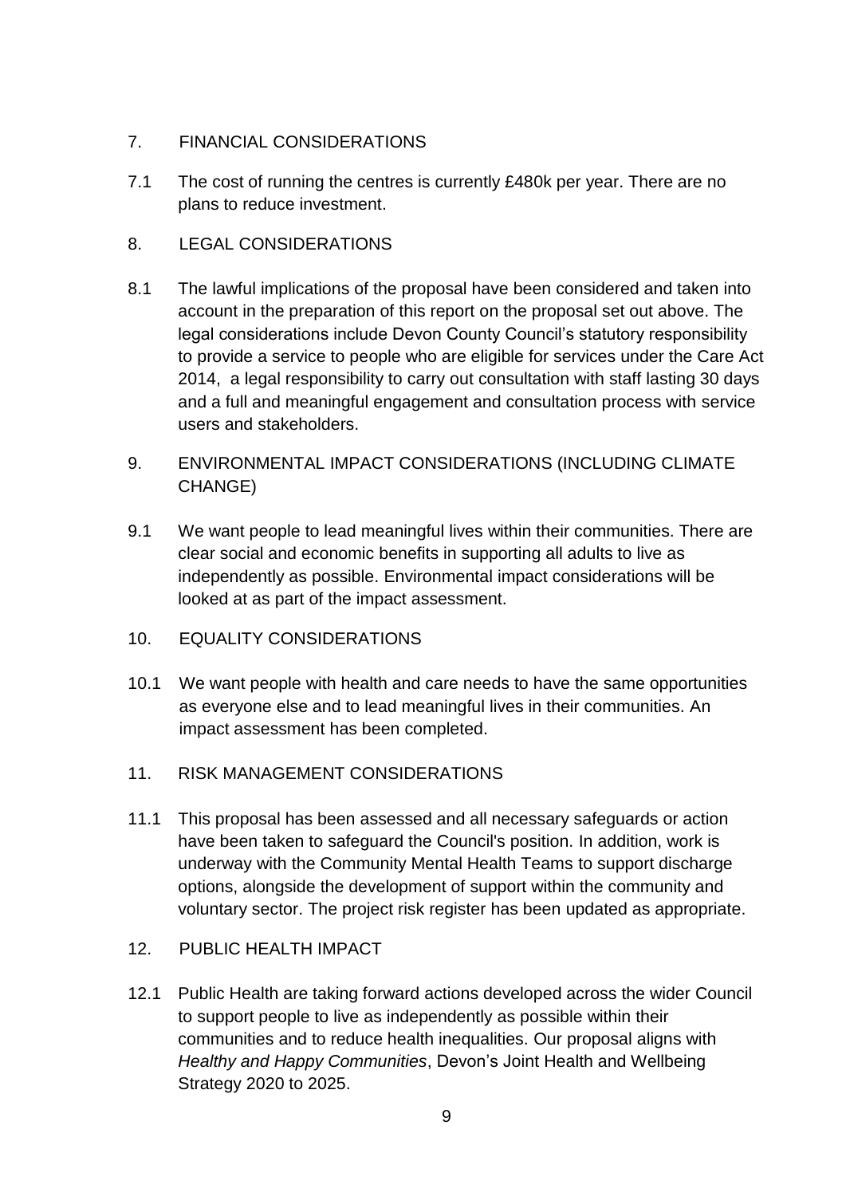## 7. FINANCIAL CONSIDERATIONS

7.1 The cost of running the centres is currently £480k per year. There are no plans to reduce investment.

## 8. LEGAL CONSIDERATIONS

8.1 The lawful implications of the proposal have been considered and taken into account in the preparation of this report on the proposal set out above. The legal considerations include Devon County Council's statutory responsibility to provide a service to people who are eligible for services under the Care Act 2014, a legal responsibility to carry out consultation with staff lasting 30 days and a full and meaningful engagement and consultation process with service users and stakeholders.

## 9. ENVIRONMENTAL IMPACT CONSIDERATIONS (INCLUDING CLIMATE CHANGE)

9.1 We want people to lead meaningful lives within their communities. There are clear social and economic benefits in supporting all adults to live as independently as possible. Environmental impact considerations will be looked at as part of the impact assessment.

## 10. EQUALITY CONSIDERATIONS

10.1 We want people with health and care needs to have the same opportunities as everyone else and to lead meaningful lives in their communities. An impact assessment has been completed.

## 11. RISK MANAGEMENT CONSIDERATIONS

11.1 This proposal has been assessed and all necessary safeguards or action have been taken to safeguard the Council's position. In addition, work is underway with the Community Mental Health Teams to support discharge options, alongside the development of support within the community and voluntary sector. The project risk register has been updated as appropriate.

## 12. PUBLIC HEALTH IMPACT

12.1 Public Health are taking forward actions developed across the wider Council to support people to live as independently as possible within their communities and to reduce health inequalities. Our proposal aligns with *Healthy and Happy Communities*, Devon's Joint Health and Wellbeing Strategy 2020 to 2025.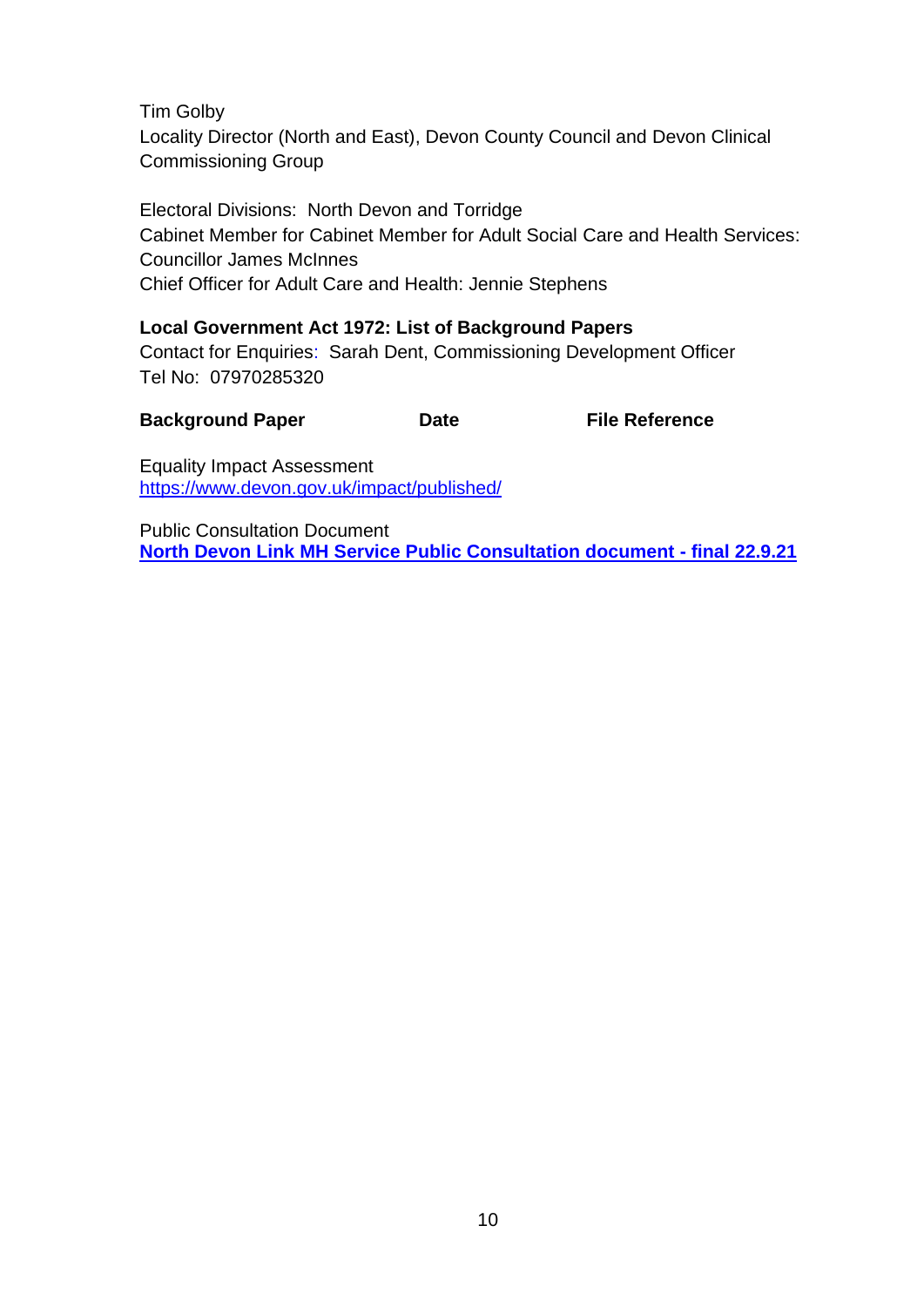Tim Golby
Locality Director (North and East), Devon County Council and Devon Clinical Commissioning Group

Electoral Divisions: North Devon and Torridge
Cabinet Member for Cabinet Member for Adult Social Care and Health Services: Councillor James McInnes
Chief Officer for Adult Care and Health: Jennie Stephens

**Local Government Act 1972: List of Background Papers**
Contact for Enquiries: Sarah Dent, Commissioning Development Officer
Tel No: 07970285320

| **Background Paper** | **Date** | **File Reference** |
|---|---|---|

Equality Impact Assessment
https://www.devon.gov.uk/impact/published/

Public Consultation Document
**North Devon Link MH Service Public Consultation document - final 22.9.21**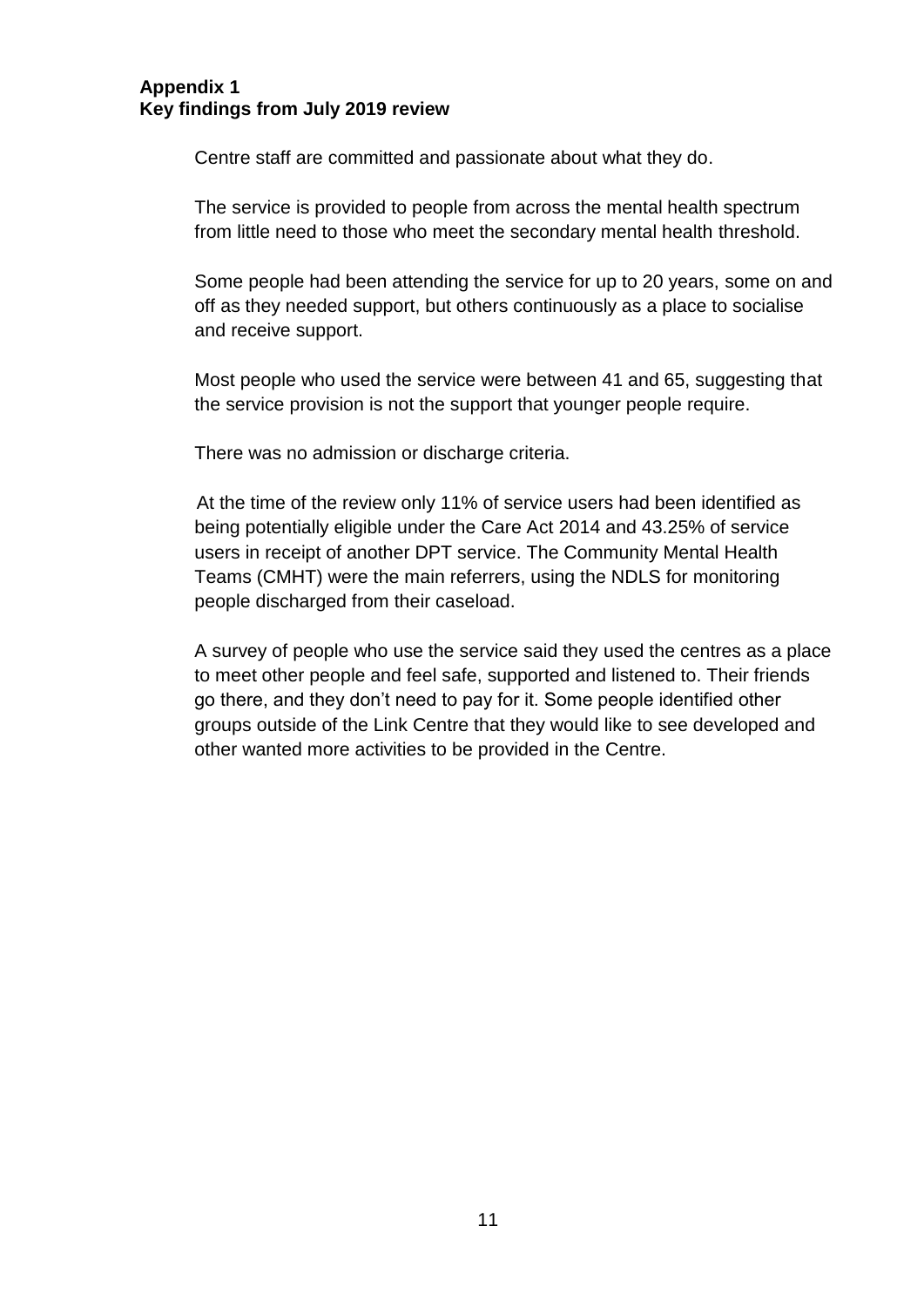**Appendix 1**
**Key findings from July 2019 review**

Centre staff are committed and passionate about what they do.

The service is provided to people from across the mental health spectrum from little need to those who meet the secondary mental health threshold.

Some people had been attending the service for up to 20 years, some on and off as they needed support, but others continuously as a place to socialise and receive support.

Most people who used the service were between 41 and 65, suggesting that the service provision is not the support that younger people require.

There was no admission or discharge criteria.

At the time of the review only 11% of service users had been identified as being potentially eligible under the Care Act 2014 and 43.25% of service users in receipt of another DPT service. The Community Mental Health Teams (CMHT) were the main referrers, using the NDLS for monitoring people discharged from their caseload.

A survey of people who use the service said they used the centres as a place to meet other people and feel safe, supported and listened to. Their friends go there, and they don't need to pay for it. Some people identified other groups outside of the Link Centre that they would like to see developed and other wanted more activities to be provided in the Centre.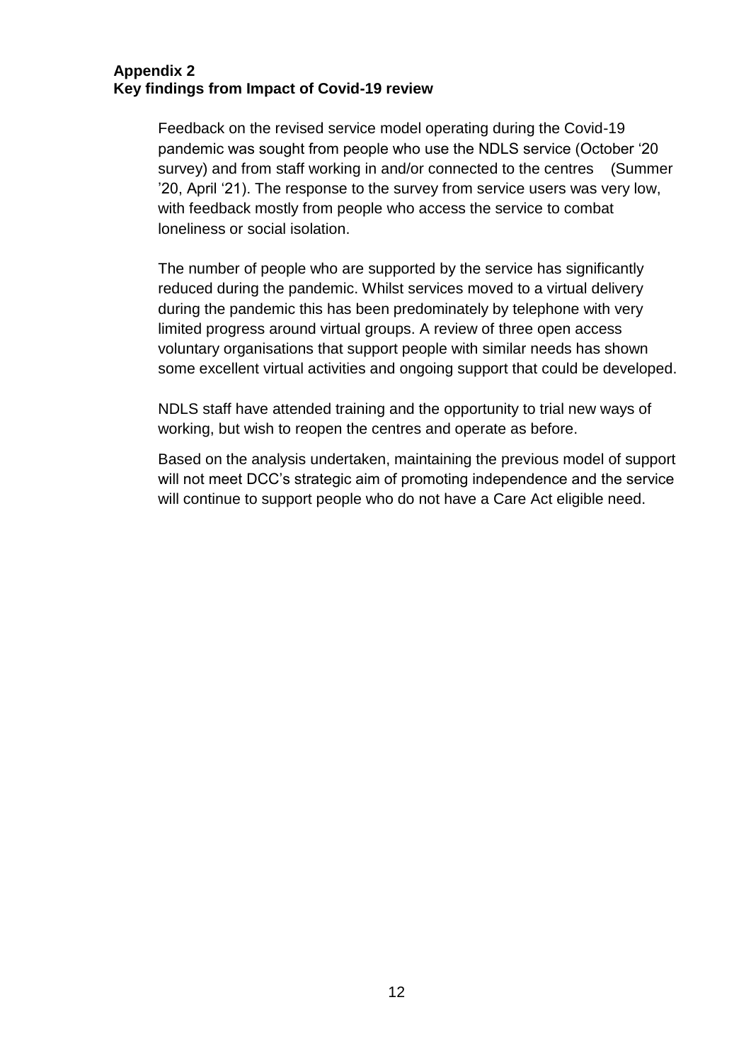**Appendix 2**
**Key findings from Impact of Covid-19 review**

Feedback on the revised service model operating during the Covid-19 pandemic was sought from people who use the NDLS service (October '20 survey) and from staff working in and/or connected to the centres (Summer '20, April '21). The response to the survey from service users was very low, with feedback mostly from people who access the service to combat loneliness or social isolation.

The number of people who are supported by the service has significantly reduced during the pandemic. Whilst services moved to a virtual delivery during the pandemic this has been predominately by telephone with very limited progress around virtual groups. A review of three open access voluntary organisations that support people with similar needs has shown some excellent virtual activities and ongoing support that could be developed.

NDLS staff have attended training and the opportunity to trial new ways of working, but wish to reopen the centres and operate as before.

Based on the analysis undertaken, maintaining the previous model of support will not meet DCC's strategic aim of promoting independence and the service will continue to support people who do not have a Care Act eligible need.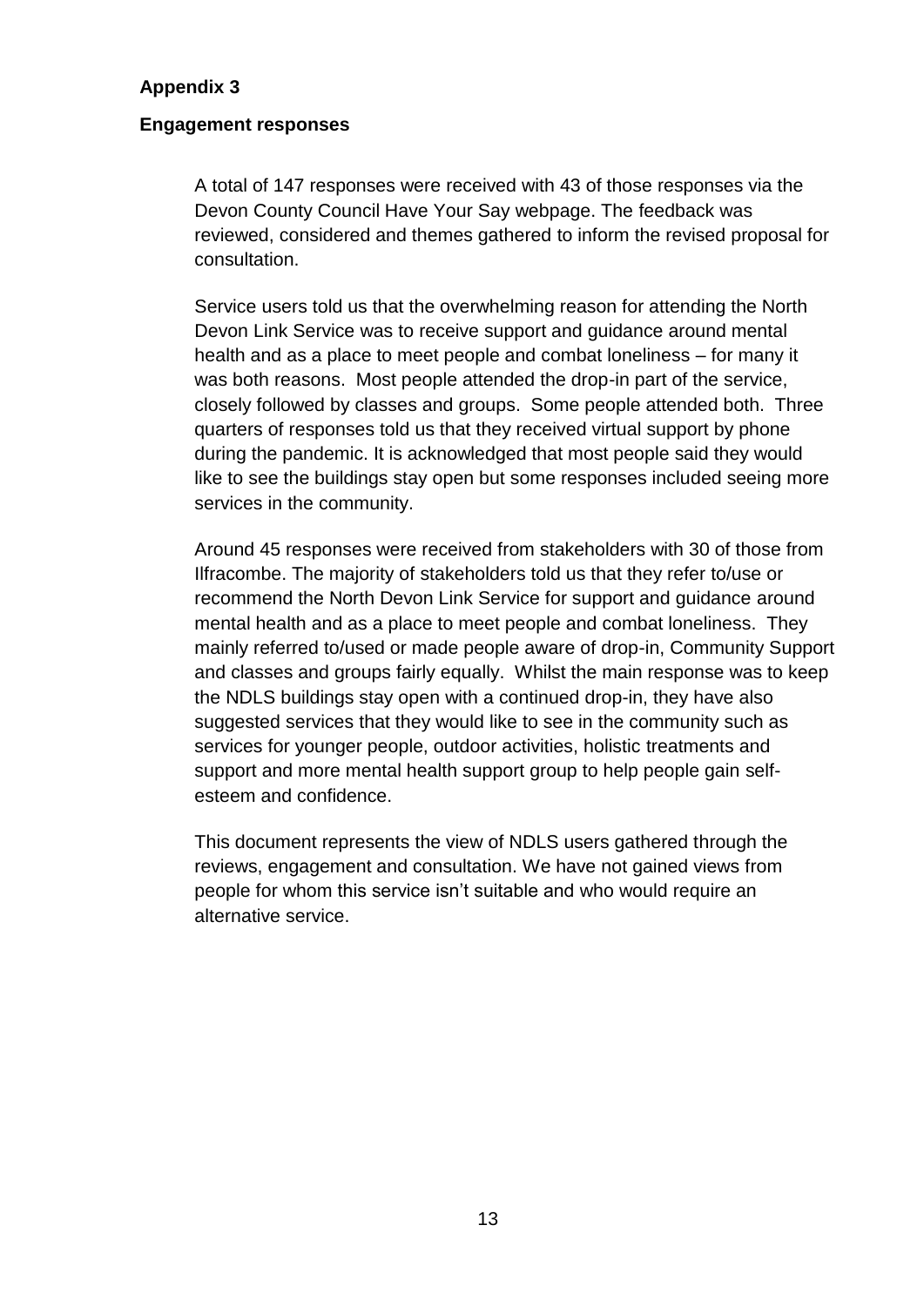**Appendix 3**

**Engagement responses**

A total of 147 responses were received with 43 of those responses via the Devon County Council Have Your Say webpage. The feedback was reviewed, considered and themes gathered to inform the revised proposal for consultation.

Service users told us that the overwhelming reason for attending the North Devon Link Service was to receive support and guidance around mental health and as a place to meet people and combat loneliness – for many it was both reasons. Most people attended the drop-in part of the service, closely followed by classes and groups. Some people attended both. Three quarters of responses told us that they received virtual support by phone during the pandemic. It is acknowledged that most people said they would like to see the buildings stay open but some responses included seeing more services in the community.

Around 45 responses were received from stakeholders with 30 of those from Ilfracombe. The majority of stakeholders told us that they refer to/use or recommend the North Devon Link Service for support and guidance around mental health and as a place to meet people and combat loneliness. They mainly referred to/used or made people aware of drop-in, Community Support and classes and groups fairly equally. Whilst the main response was to keep the NDLS buildings stay open with a continued drop-in, they have also suggested services that they would like to see in the community such as services for younger people, outdoor activities, holistic treatments and support and more mental health support group to help people gain self-esteem and confidence.

This document represents the view of NDLS users gathered through the reviews, engagement and consultation. We have not gained views from people for whom this service isn't suitable and who would require an alternative service.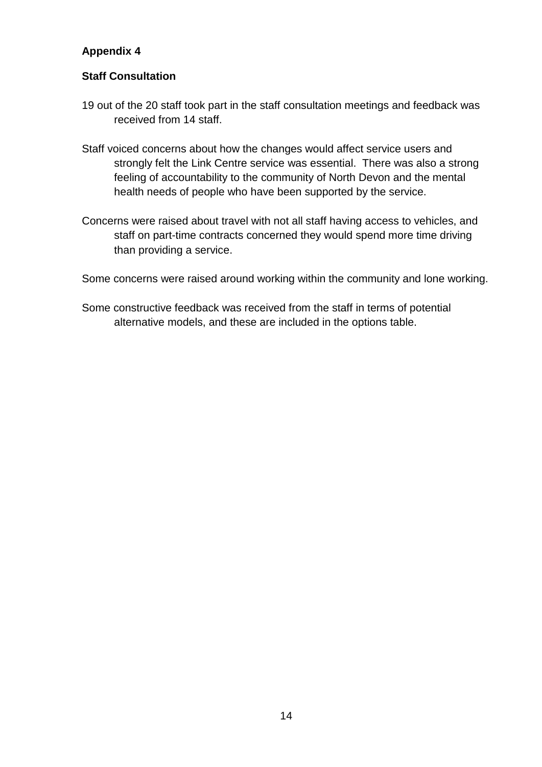**Appendix 4**

**Staff Consultation**

19 out of the 20 staff took part in the staff consultation meetings and feedback was received from 14 staff.

Staff voiced concerns about how the changes would affect service users and strongly felt the Link Centre service was essential. There was also a strong feeling of accountability to the community of North Devon and the mental health needs of people who have been supported by the service.

Concerns were raised about travel with not all staff having access to vehicles, and staff on part-time contracts concerned they would spend more time driving than providing a service.

Some concerns were raised around working within the community and lone working.

Some constructive feedback was received from the staff in terms of potential alternative models, and these are included in the options table.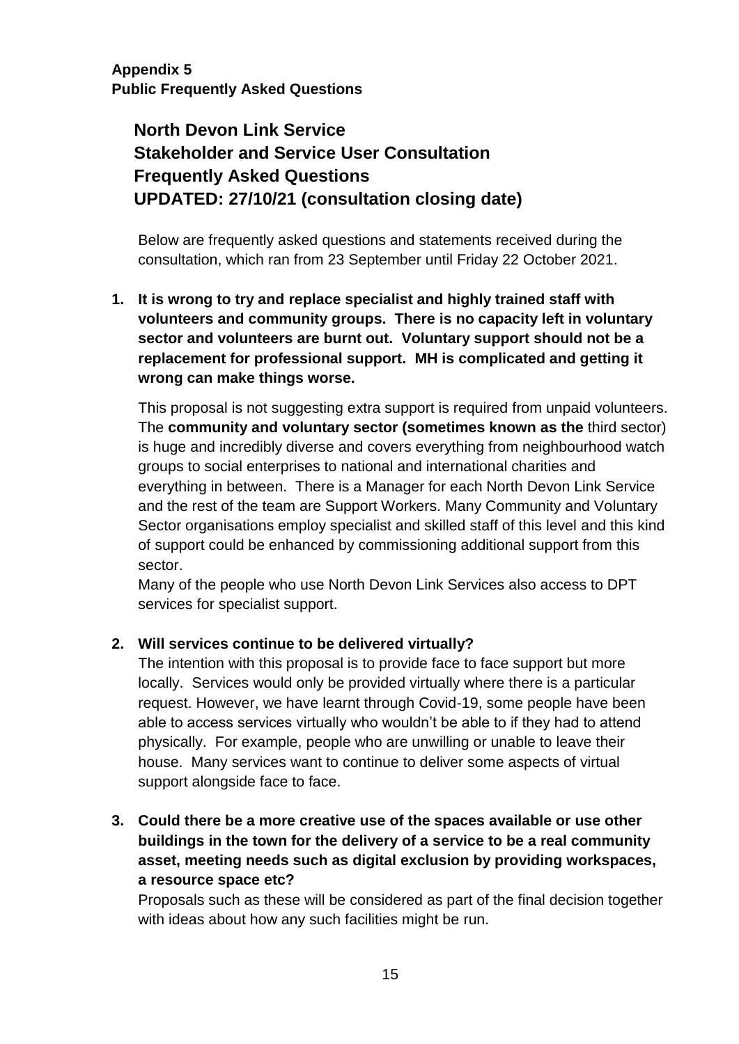**Appendix 5**
**Public Frequently Asked Questions**

## North Devon Link Service
## Stakeholder and Service User Consultation
## Frequently Asked Questions
## UPDATED: 27/10/21 (consultation closing date)

Below are frequently asked questions and statements received during the consultation, which ran from 23 September until Friday 22 October 2021.

**1. It is wrong to try and replace specialist and highly trained staff with volunteers and community groups. There is no capacity left in voluntary sector and volunteers are burnt out. Voluntary support should not be a replacement for professional support. MH is complicated and getting it wrong can make things worse.**

This proposal is not suggesting extra support is required from unpaid volunteers. The **community and voluntary sector (sometimes known as the** third sector) is huge and incredibly diverse and covers everything from neighbourhood watch groups to social enterprises to national and international charities and everything in between. There is a Manager for each North Devon Link Service and the rest of the team are Support Workers. Many Community and Voluntary Sector organisations employ specialist and skilled staff of this level and this kind of support could be enhanced by commissioning additional support from this sector.

Many of the people who use North Devon Link Services also access to DPT services for specialist support.

**2. Will services continue to be delivered virtually?**

The intention with this proposal is to provide face to face support but more locally. Services would only be provided virtually where there is a particular request. However, we have learnt through Covid-19, some people have been able to access services virtually who wouldn't be able to if they had to attend physically. For example, people who are unwilling or unable to leave their house. Many services want to continue to deliver some aspects of virtual support alongside face to face.

**3. Could there be a more creative use of the spaces available or use other buildings in the town for the delivery of a service to be a real community asset, meeting needs such as digital exclusion by providing workspaces, a resource space etc?**

Proposals such as these will be considered as part of the final decision together with ideas about how any such facilities might be run.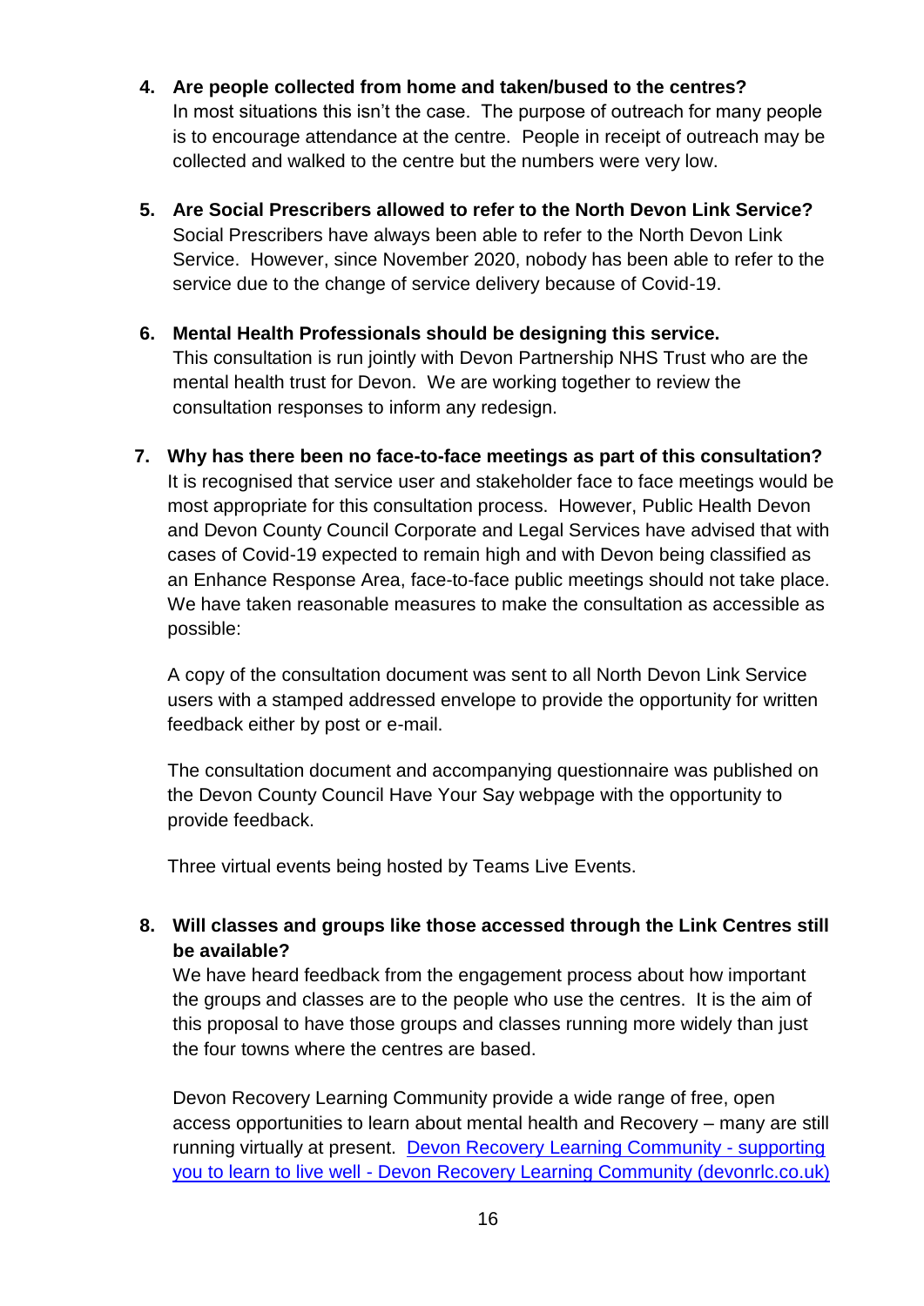4. **Are people collected from home and taken/bused to the centres?**
   In most situations this isn't the case. The purpose of outreach for many people is to encourage attendance at the centre. People in receipt of outreach may be collected and walked to the centre but the numbers were very low.

5. **Are Social Prescribers allowed to refer to the North Devon Link Service?**
   Social Prescribers have always been able to refer to the North Devon Link Service. However, since November 2020, nobody has been able to refer to the service due to the change of service delivery because of Covid-19.

6. **Mental Health Professionals should be designing this service.**
   This consultation is run jointly with Devon Partnership NHS Trust who are the mental health trust for Devon. We are working together to review the consultation responses to inform any redesign.

7. **Why has there been no face-to-face meetings as part of this consultation?**
   It is recognised that service user and stakeholder face to face meetings would be most appropriate for this consultation process. However, Public Health Devon and Devon County Council Corporate and Legal Services have advised that with cases of Covid-19 expected to remain high and with Devon being classified as an Enhance Response Area, face-to-face public meetings should not take place. We have taken reasonable measures to make the consultation as accessible as possible:

   A copy of the consultation document was sent to all North Devon Link Service users with a stamped addressed envelope to provide the opportunity for written feedback either by post or e-mail.

   The consultation document and accompanying questionnaire was published on the Devon County Council Have Your Say webpage with the opportunity to provide feedback.

   Three virtual events being hosted by Teams Live Events.

8. **Will classes and groups like those accessed through the Link Centres still be available?**
   We have heard feedback from the engagement process about how important the groups and classes are to the people who use the centres. It is the aim of this proposal to have those groups and classes running more widely than just the four towns where the centres are based.

   Devon Recovery Learning Community provide a wide range of free, open access opportunities to learn about mental health and Recovery – many are still running virtually at present. [Devon Recovery Learning Community - supporting you to learn to live well - Devon Recovery Learning Community (devonrlc.co.uk)](https://devonrlc.co.uk)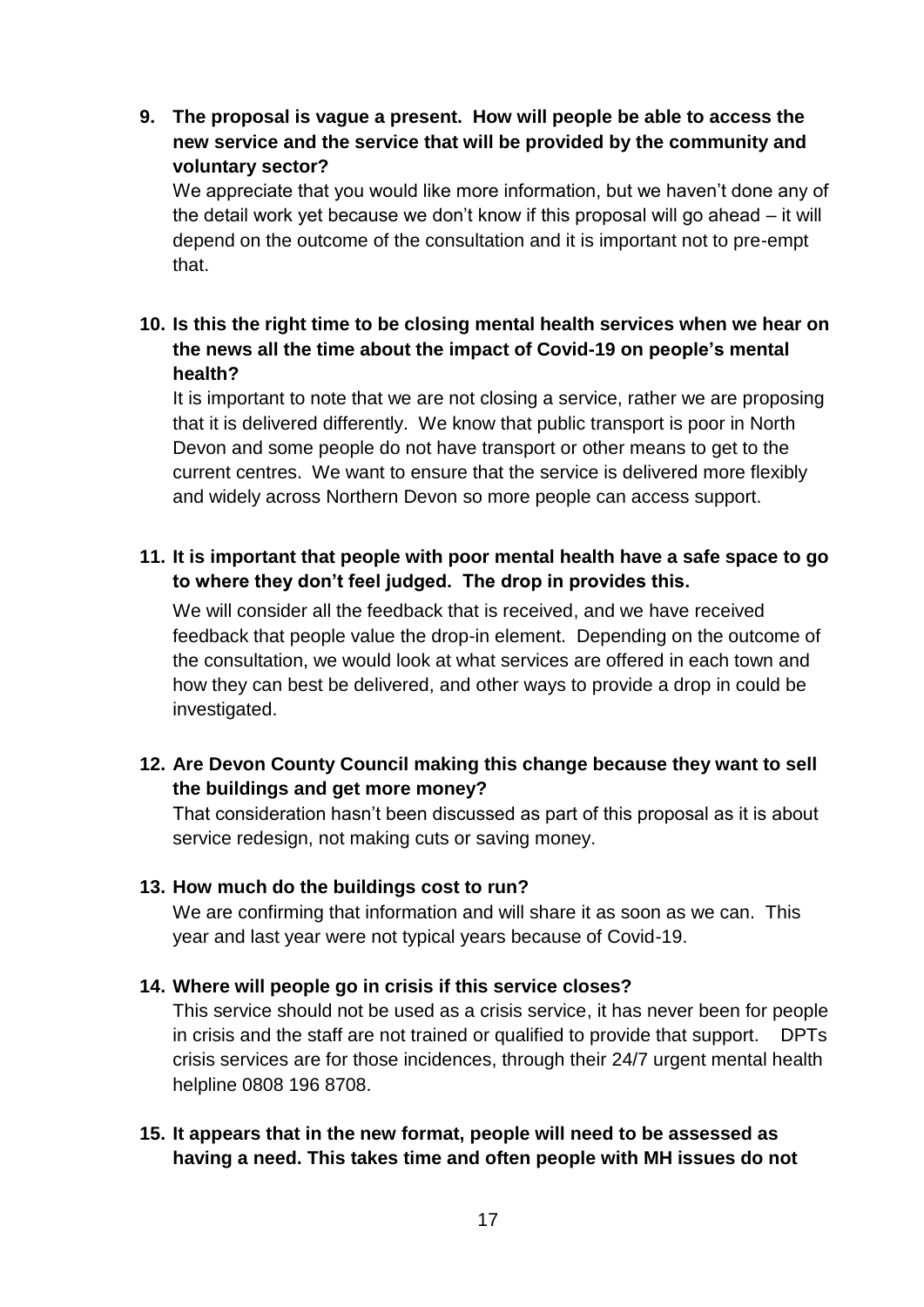**9. The proposal is vague a present. How will people be able to access the new service and the service that will be provided by the community and voluntary sector?**

We appreciate that you would like more information, but we haven't done any of the detail work yet because we don't know if this proposal will go ahead – it will depend on the outcome of the consultation and it is important not to pre-empt that.

**10. Is this the right time to be closing mental health services when we hear on the news all the time about the impact of Covid-19 on people's mental health?**

It is important to note that we are not closing a service, rather we are proposing that it is delivered differently. We know that public transport is poor in North Devon and some people do not have transport or other means to get to the current centres. We want to ensure that the service is delivered more flexibly and widely across Northern Devon so more people can access support.

**11. It is important that people with poor mental health have a safe space to go to where they don't feel judged. The drop in provides this.**

We will consider all the feedback that is received, and we have received feedback that people value the drop-in element. Depending on the outcome of the consultation, we would look at what services are offered in each town and how they can best be delivered, and other ways to provide a drop in could be investigated.

**12. Are Devon County Council making this change because they want to sell the buildings and get more money?**

That consideration hasn't been discussed as part of this proposal as it is about service redesign, not making cuts or saving money.

**13. How much do the buildings cost to run?**

We are confirming that information and will share it as soon as we can. This year and last year were not typical years because of Covid-19.

**14. Where will people go in crisis if this service closes?**

This service should not be used as a crisis service, it has never been for people in crisis and the staff are not trained or qualified to provide that support. DPTs crisis services are for those incidences, through their 24/7 urgent mental health helpline 0808 196 8708.

**15. It appears that in the new format, people will need to be assessed as having a need. This takes time and often people with MH issues do not**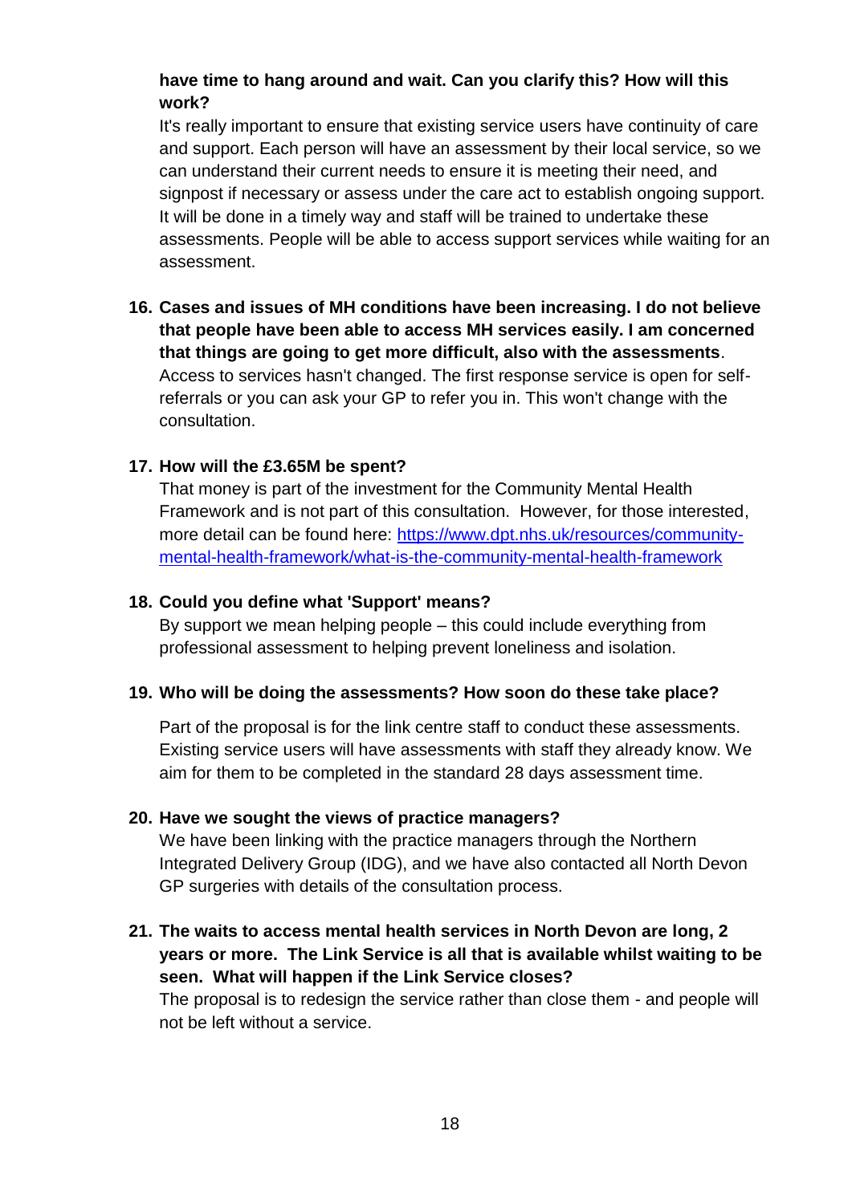**have time to hang around and wait. Can you clarify this? How will this work?**

It's really important to ensure that existing service users have continuity of care and support. Each person will have an assessment by their local service, so we can understand their current needs to ensure it is meeting their need, and signpost if necessary or assess under the care act to establish ongoing support. It will be done in a timely way and staff will be trained to undertake these assessments. People will be able to access support services while waiting for an assessment.

16. **Cases and issues of MH conditions have been increasing. I do not believe that people have been able to access MH services easily. I am concerned that things are going to get more difficult, also with the assessments**. Access to services hasn't changed. The first response service is open for self-referrals or you can ask your GP to refer you in. This won't change with the consultation.

17. **How will the £3.65M be spent?**
    That money is part of the investment for the Community Mental Health Framework and is not part of this consultation. However, for those interested, more detail can be found here: [https://www.dpt.nhs.uk/resources/community-mental-health-framework/what-is-the-community-mental-health-framework](https://www.dpt.nhs.uk/resources/community-mental-health-framework/what-is-the-community-mental-health-framework)

18. **Could you define what 'Support' means?**
    By support we mean helping people – this could include everything from professional assessment to helping prevent loneliness and isolation.

19. **Who will be doing the assessments? How soon do these take place?**

    Part of the proposal is for the link centre staff to conduct these assessments. Existing service users will have assessments with staff they already know. We aim for them to be completed in the standard 28 days assessment time.

20. **Have we sought the views of practice managers?**
    We have been linking with the practice managers through the Northern Integrated Delivery Group (IDG), and we have also contacted all North Devon GP surgeries with details of the consultation process.

21. **The waits to access mental health services in North Devon are long, 2 years or more. The Link Service is all that is available whilst waiting to be seen. What will happen if the Link Service closes?**
    The proposal is to redesign the service rather than close them - and people will not be left without a service.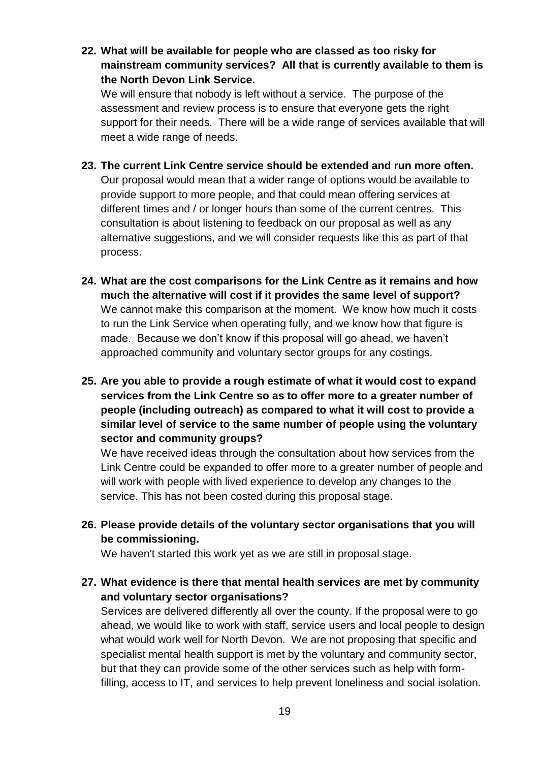**22. What will be available for people who are classed as too risky for mainstream community services? All that is currently available to them is the North Devon Link Service.**

We will ensure that nobody is left without a service. The purpose of the assessment and review process is to ensure that everyone gets the right support for their needs. There will be a wide range of services available that will meet a wide range of needs.

**23. The current Link Centre service should be extended and run more often.**

Our proposal would mean that a wider range of options would be available to provide support to more people, and that could mean offering services at different times and / or longer hours than some of the current centres. This consultation is about listening to feedback on our proposal as well as any alternative suggestions, and we will consider requests like this as part of that process.

**24. What are the cost comparisons for the Link Centre as it remains and how much the alternative will cost if it provides the same level of support?**

We cannot make this comparison at the moment. We know how much it costs to run the Link Service when operating fully, and we know how that figure is made. Because we don't know if this proposal will go ahead, we haven't approached community and voluntary sector groups for any costings.

**25. Are you able to provide a rough estimate of what it would cost to expand services from the Link Centre so as to offer more to a greater number of people (including outreach) as compared to what it will cost to provide a similar level of service to the same number of people using the voluntary sector and community groups?**

We have received ideas through the consultation about how services from the Link Centre could be expanded to offer more to a greater number of people and will work with people with lived experience to develop any changes to the service. This has not been costed during this proposal stage.

**26. Please provide details of the voluntary sector organisations that you will be commissioning.**

We haven't started this work yet as we are still in proposal stage.

**27. What evidence is there that mental health services are met by community and voluntary sector organisations?**

Services are delivered differently all over the county. If the proposal were to go ahead, we would like to work with staff, service users and local people to design what would work well for North Devon. We are not proposing that specific and specialist mental health support is met by the voluntary and community sector, but that they can provide some of the other services such as help with form-filling, access to IT, and services to help prevent loneliness and social isolation.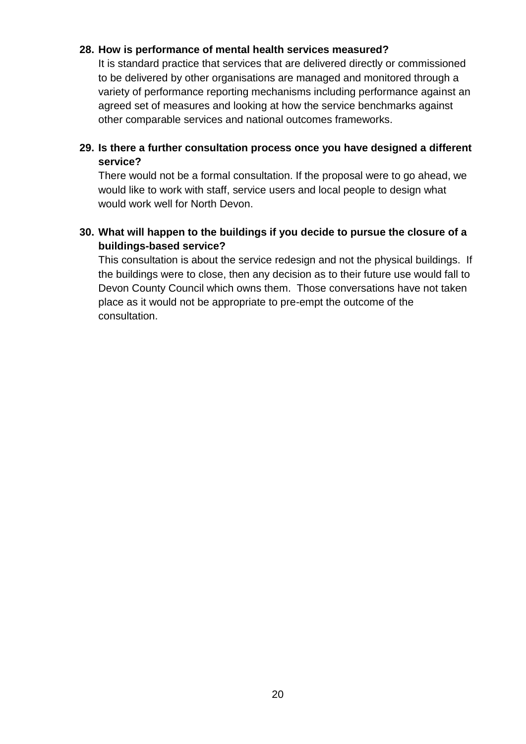**28. How is performance of mental health services measured?**

It is standard practice that services that are delivered directly or commissioned to be delivered by other organisations are managed and monitored through a variety of performance reporting mechanisms including performance against an agreed set of measures and looking at how the service benchmarks against other comparable services and national outcomes frameworks.

**29. Is there a further consultation process once you have designed a different service?**

There would not be a formal consultation. If the proposal were to go ahead, we would like to work with staff, service users and local people to design what would work well for North Devon.

**30. What will happen to the buildings if you decide to pursue the closure of a buildings-based service?**

This consultation is about the service redesign and not the physical buildings. If the buildings were to close, then any decision as to their future use would fall to Devon County Council which owns them. Those conversations have not taken place as it would not be appropriate to pre-empt the outcome of the consultation.